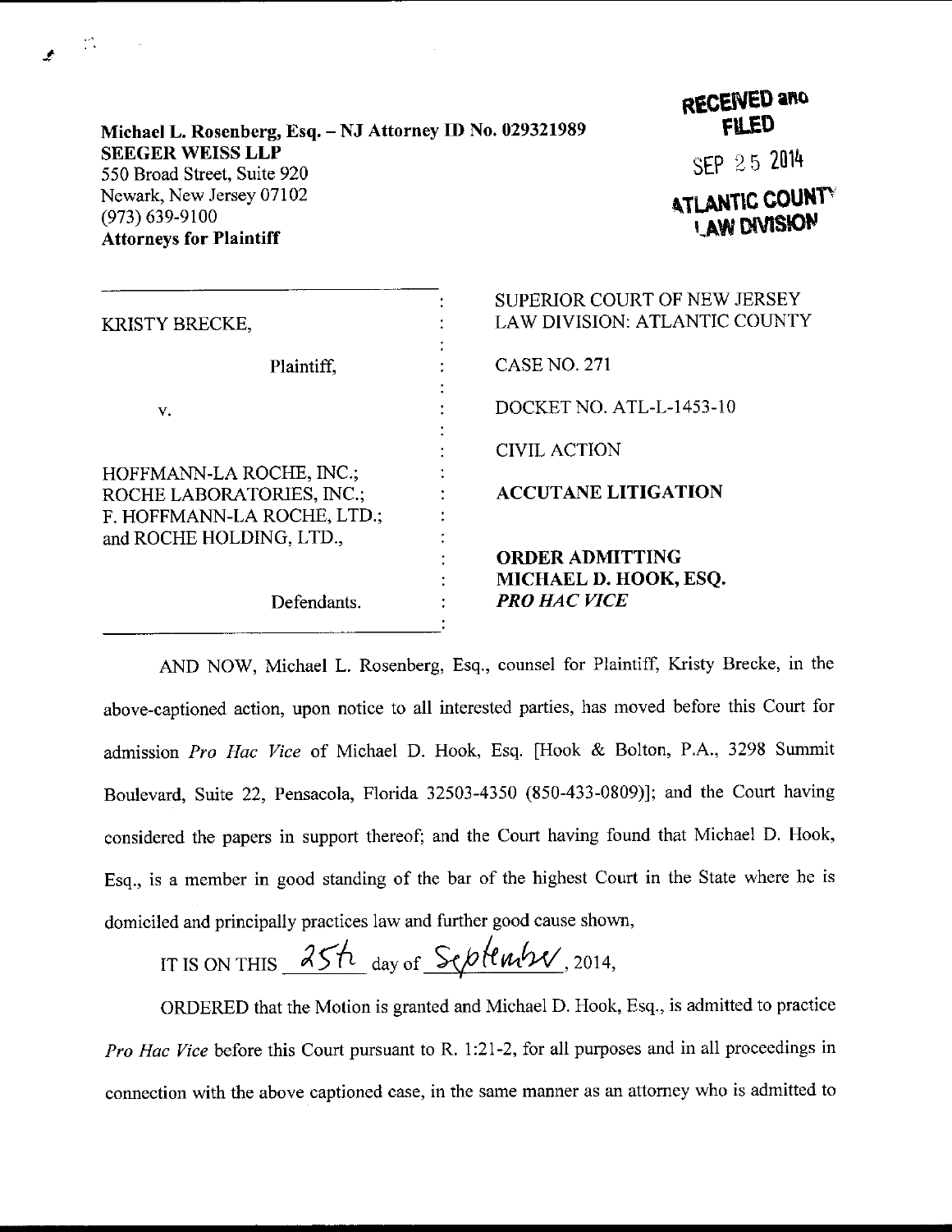Michael L. Rosenberg, Esq. – NJ Attorney ID No. 029321989
**SEEGER WEISS LLP**
550 Broad Street, Suite 920
Newark, New Jersey 07102
(973) 639-9100
**Attorneys for Plaintiff**

RECEIVED and FILED
SEP 25 2014
ATLANTIC COUNTY LAW DIVISION

| | |
|---|---|
| KRISTY BRECKE, | SUPERIOR COURT OF NEW JERSEY LAW DIVISION: ATLANTIC COUNTY |
| Plaintiff, | CASE NO. 271 |
| v. | DOCKET NO. ATL-L-1453-10 |
| | CIVIL ACTION |
| HOFFMANN-LA ROCHE, INC.; ROCHE LABORATORIES, INC.; F. HOFFMANN-LA ROCHE, LTD.; and ROCHE HOLDING, LTD., | **ACCUTANE LITIGATION** |
| Defendants. | **ORDER ADMITTING MICHAEL D. HOOK, ESQ. *PRO HAC VICE*** |

AND NOW, Michael L. Rosenberg, Esq., counsel for Plaintiff, Kristy Brecke, in the above-captioned action, upon notice to all interested parties, has moved before this Court for admission *Pro Hac Vice* of Michael D. Hook, Esq. [Hook & Bolton, P.A., 3298 Summit Boulevard, Suite 22, Pensacola, Florida 32503-4350 (850-433-0809)]; and the Court having considered the papers in support thereof; and the Court having found that Michael D. Hook, Esq., is a member in good standing of the bar of the highest Court in the State where he is domiciled and principally practices law and further good cause shown,

IT IS ON THIS 25th day of September, 2014,

ORDERED that the Motion is granted and Michael D. Hook, Esq., is admitted to practice *Pro Hac Vice* before this Court pursuant to R. 1:21-2, for all purposes and in all proceedings in connection with the above captioned case, in the same manner as an attorney who is admitted to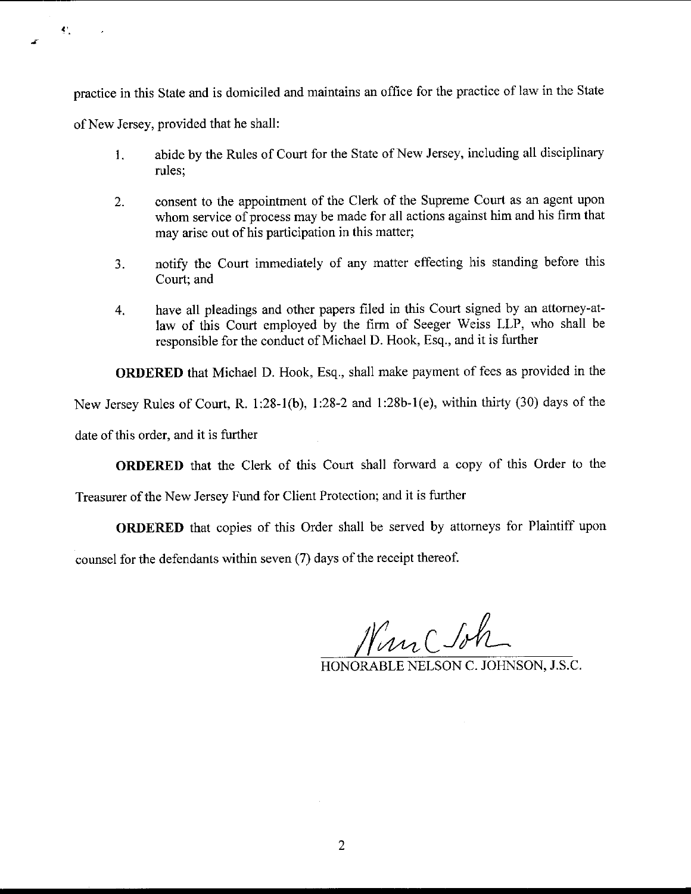practice in this State and is domiciled and maintains an office for the practice of law in the State of New Jersey, provided that he shall:

1. abide by the Rules of Court for the State of New Jersey, including all disciplinary rules;

2. consent to the appointment of the Clerk of the Supreme Court as an agent upon whom service of process may be made for all actions against him and his firm that may arise out of his participation in this matter;

3. notify the Court immediately of any matter effecting his standing before this Court; and

4. have all pleadings and other papers filed in this Court signed by an attorney-at-law of this Court employed by the firm of Seeger Weiss LLP, who shall be responsible for the conduct of Michael D. Hook, Esq., and it is further

**ORDERED** that Michael D. Hook, Esq., shall make payment of fees as provided in the New Jersey Rules of Court, R. 1:28-1(b), 1:28-2 and 1:28b-1(e), within thirty (30) days of the date of this order, and it is further

**ORDERED** that the Clerk of this Court shall forward a copy of this Order to the Treasurer of the New Jersey Fund for Client Protection; and it is further

**ORDERED** that copies of this Order shall be served by attorneys for Plaintiff upon counsel for the defendants within seven (7) days of the receipt thereof.

HONORABLE NELSON C. JOHNSON, J.S.C.